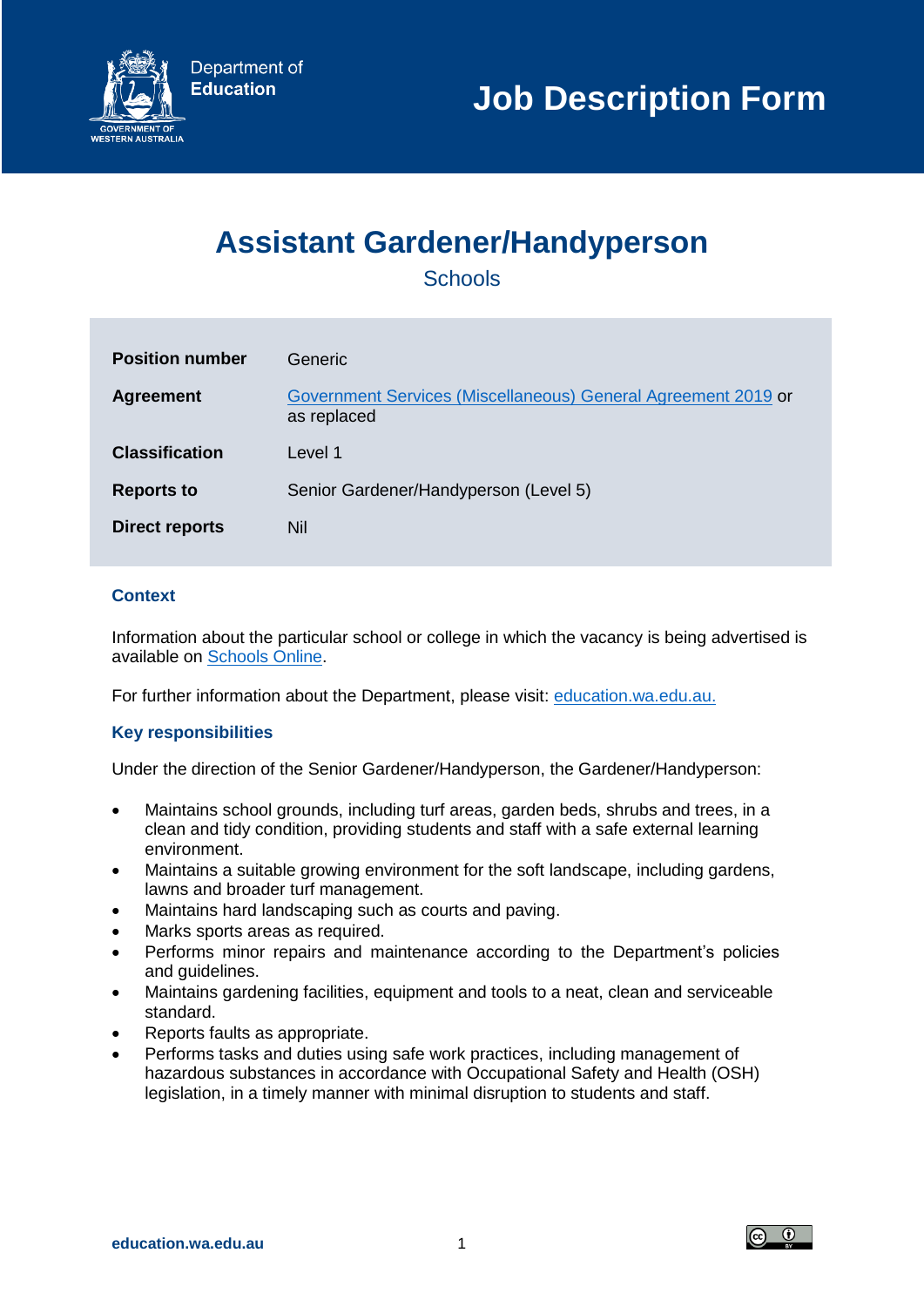Department of Education
GOVERNMENT OF WESTERN AUSTRALIA

# Job Description Form

## Assistant Gardener/Handyperson

Schools

| | |
|---|---|
| **Position number** | Generic |
| **Agreement** | Government Services (Miscellaneous) General Agreement 2019 or as replaced |
| **Classification** | Level 1 |
| **Reports to** | Senior Gardener/Handyperson (Level 5) |
| **Direct reports** | Nil |

### Context

Information about the particular school or college in which the vacancy is being advertised is available on Schools Online.

For further information about the Department, please visit: education.wa.edu.au.

### Key responsibilities

Under the direction of the Senior Gardener/Handyperson, the Gardener/Handyperson:

- Maintains school grounds, including turf areas, garden beds, shrubs and trees, in a clean and tidy condition, providing students and staff with a safe external learning environment.
- Maintains a suitable growing environment for the soft landscape, including gardens, lawns and broader turf management.
- Maintains hard landscaping such as courts and paving.
- Marks sports areas as required.
- Performs minor repairs and maintenance according to the Department's policies and guidelines.
- Maintains gardening facilities, equipment and tools to a neat, clean and serviceable standard.
- Reports faults as appropriate.
- Performs tasks and duties using safe work practices, including management of hazardous substances in accordance with Occupational Safety and Health (OSH) legislation, in a timely manner with minimal disruption to students and staff.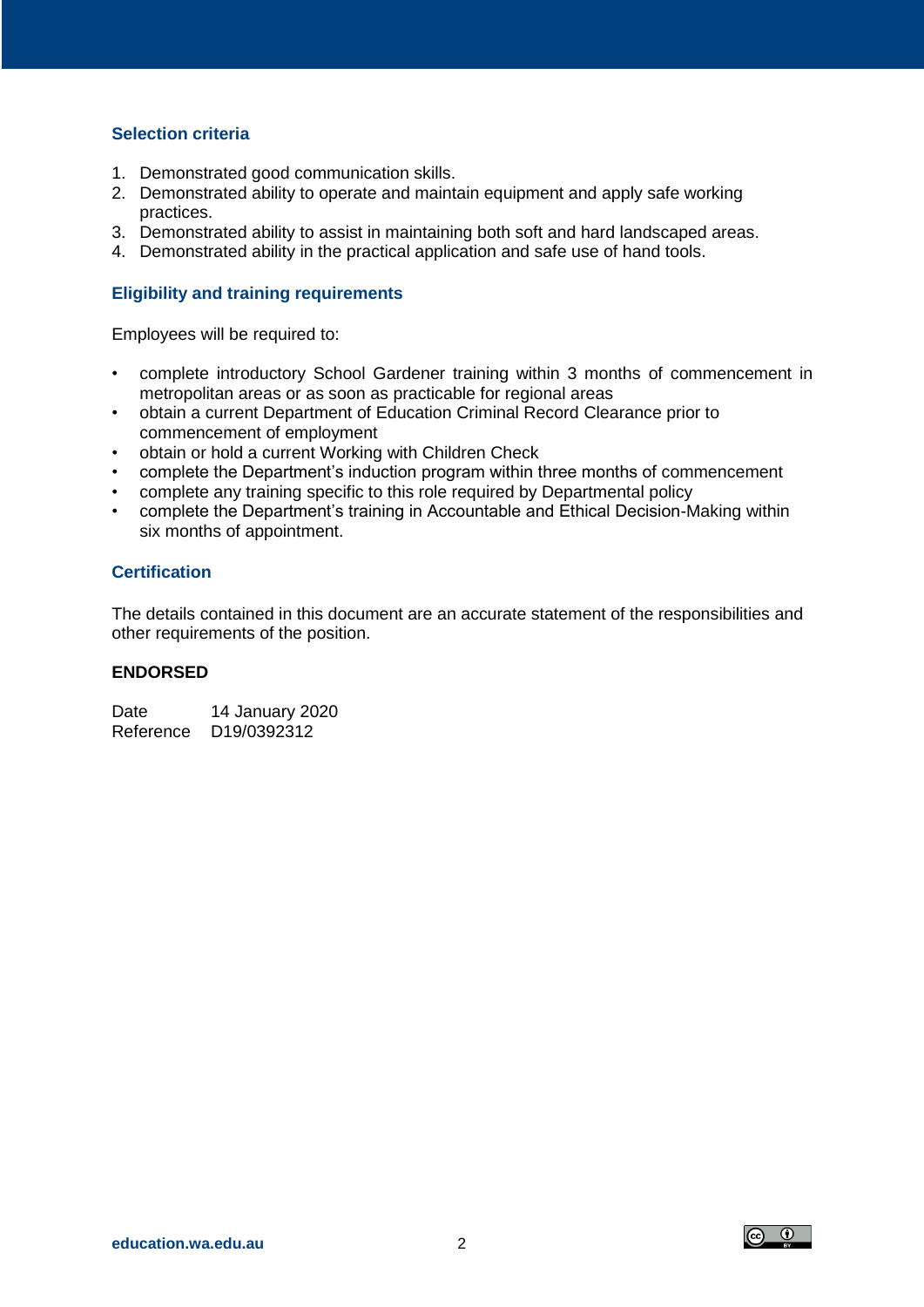## Selection criteria

1. Demonstrated good communication skills.
2. Demonstrated ability to operate and maintain equipment and apply safe working practices.
3. Demonstrated ability to assist in maintaining both soft and hard landscaped areas.
4. Demonstrated ability in the practical application and safe use of hand tools.

## Eligibility and training requirements

Employees will be required to:

- complete introductory School Gardener training within 3 months of commencement in metropolitan areas or as soon as practicable for regional areas
- obtain a current Department of Education Criminal Record Clearance prior to commencement of employment
- obtain or hold a current Working with Children Check
- complete the Department's induction program within three months of commencement
- complete any training specific to this role required by Departmental policy
- complete the Department's training in Accountable and Ethical Decision-Making within six months of appointment.

## Certification

The details contained in this document are an accurate statement of the responsibilities and other requirements of the position.

**ENDORSED**

Date 14 January 2020
Reference D19/0392312